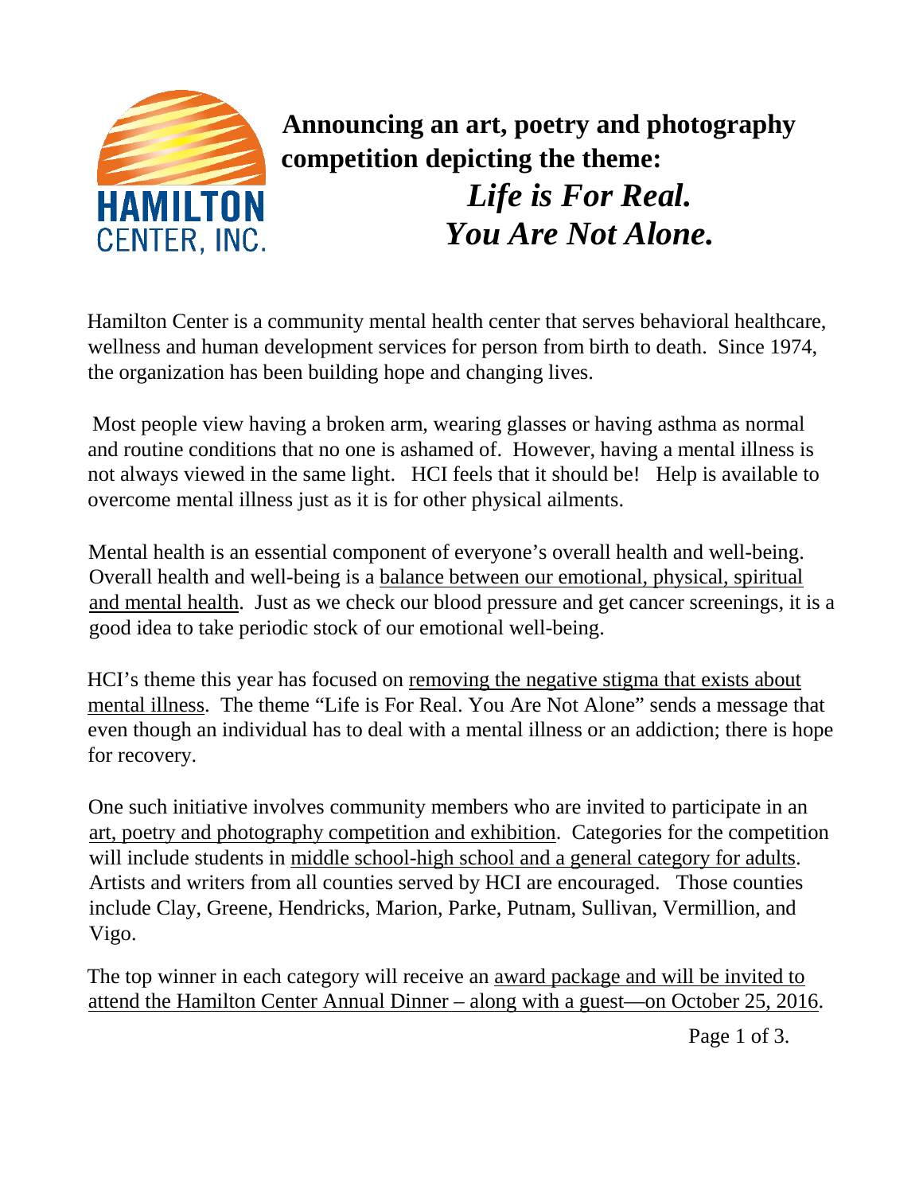HAMILTON CENTER, INC.

# Announcing an art, poetry and photography competition depicting the theme:

## *Life is For Real. You Are Not Alone.*

Hamilton Center is a community mental health center that serves behavioral healthcare, wellness and human development services for person from birth to death. Since 1974, the organization has been building hope and changing lives.

Most people view having a broken arm, wearing glasses or having asthma as normal and routine conditions that no one is ashamed of. However, having a mental illness is not always viewed in the same light. HCI feels that it should be! Help is available to overcome mental illness just as it is for other physical ailments.

Mental health is an essential component of everyone's overall health and well-being. Overall health and well-being is a <u>balance between our emotional, physical, spiritual and mental health</u>. Just as we check our blood pressure and get cancer screenings, it is a good idea to take periodic stock of our emotional well-being.

HCI's theme this year has focused on <u>removing the negative stigma that exists about mental illness</u>. The theme "Life is For Real. You Are Not Alone" sends a message that even though an individual has to deal with a mental illness or an addiction; there is hope for recovery.

One such initiative involves community members who are invited to participate in an <u>art, poetry and photography competition and exhibition</u>. Categories for the competition will include students in <u>middle school-high school and a general category for adults</u>. Artists and writers from all counties served by HCI are encouraged. Those counties include Clay, Greene, Hendricks, Marion, Parke, Putnam, Sullivan, Vermillion, and Vigo.

The top winner in each category will receive an <u>award package and will be invited to attend the Hamilton Center Annual Dinner – along with a guest—on October 25, 2016</u>.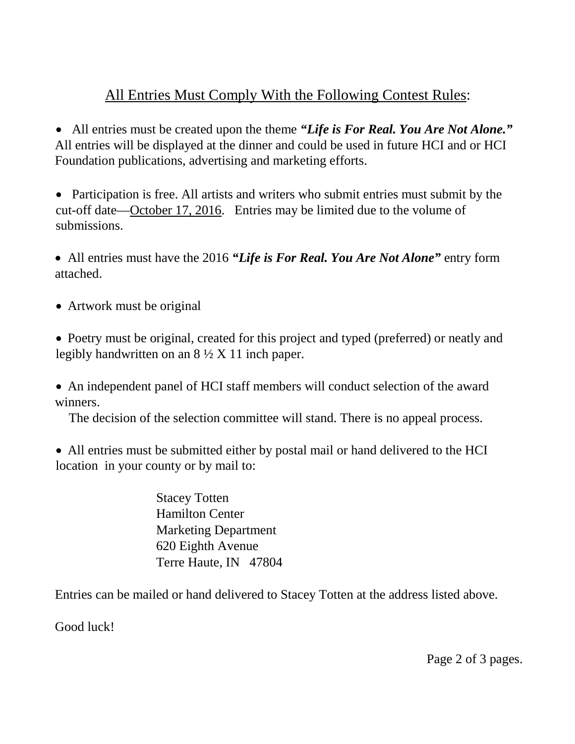## All Entries Must Comply With the Following Contest Rules:

- All entries must be created upon the theme ***"Life is For Real. You Are Not Alone."*** All entries will be displayed at the dinner and could be used in future HCI and or HCI Foundation publications, advertising and marketing efforts.

- Participation is free. All artists and writers who submit entries must submit by the cut-off date—October 17, 2016. Entries may be limited due to the volume of submissions.

- All entries must have the 2016 ***"Life is For Real. You Are Not Alone"*** entry form attached.

- Artwork must be original

- Poetry must be original, created for this project and typed (preferred) or neatly and legibly handwritten on an 8 ½ X 11 inch paper.

- An independent panel of HCI staff members will conduct selection of the award winners.
  The decision of the selection committee will stand. There is no appeal process.

- All entries must be submitted either by postal mail or hand delivered to the HCI location in your county or by mail to:

  Stacey Totten
  Hamilton Center
  Marketing Department
  620 Eighth Avenue
  Terre Haute, IN 47804

Entries can be mailed or hand delivered to Stacey Totten at the address listed above.

Good luck!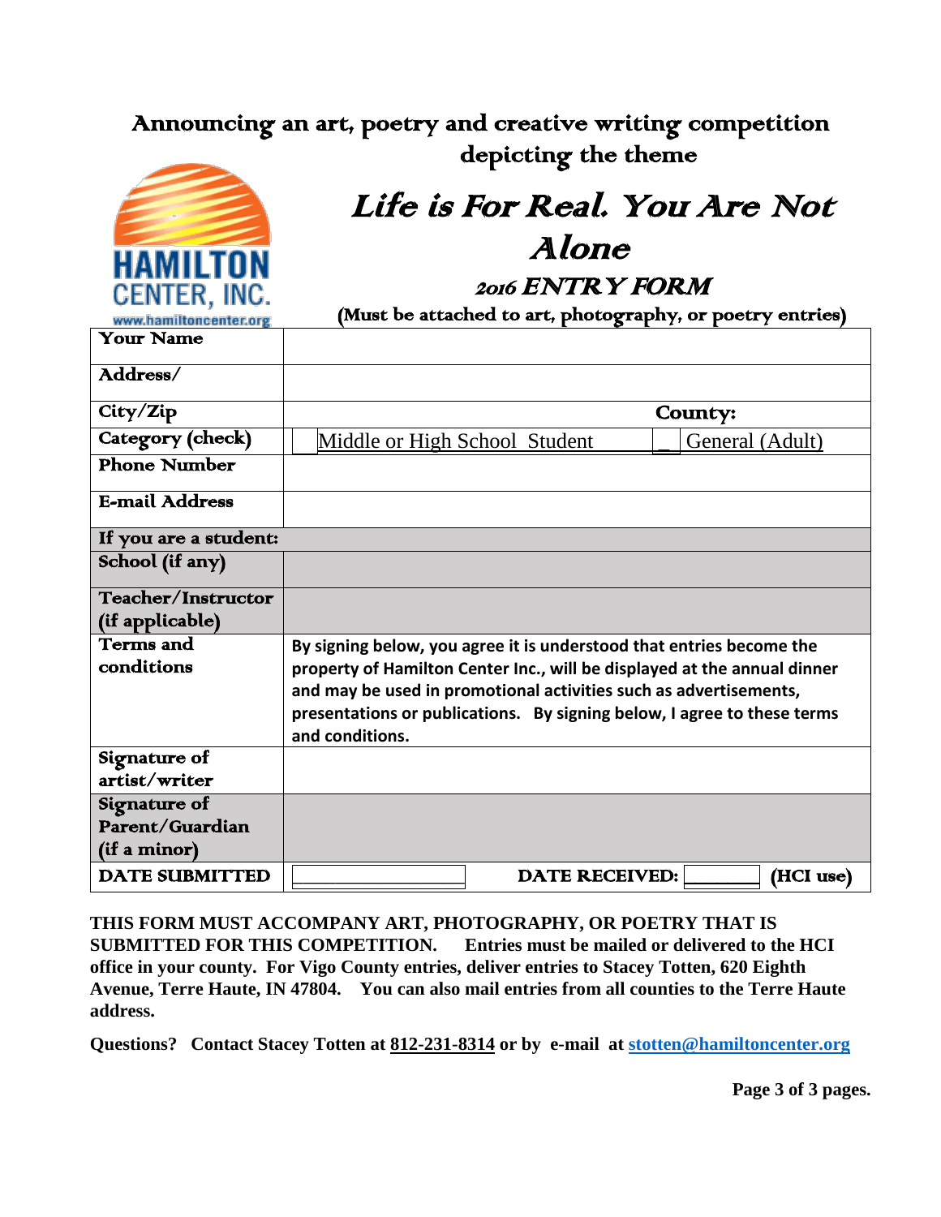Announcing an art, poetry and creative writing competition depicting the theme

HAMILTON CENTER, INC.
www.hamiltoncenter.org

# *Life is For Real. You Are Not Alone*

## *2016 ENTRY FORM*

(Must be attached to art, photography, or poetry entries)

| | |
|---|---|
| **Your Name** | |
| **Address/** | |
| **City/Zip** | **County:** |
| **Category (check)** | Middle or High School Student \_\_ General (Adult) |
| **Phone Number** | |
| **E-mail Address** | |
| **If you are a student:** | |
| **School (if any)** | |
| **Teacher/Instructor (if applicable)** | |
| **Terms and conditions** | **By signing below, you agree it is understood that entries become the property of Hamilton Center Inc., will be displayed at the annual dinner and may be used in promotional activities such as advertisements, presentations or publications. By signing below, I agree to these terms and conditions.** |
| **Signature of artist/writer** | |
| **Signature of Parent/Guardian (if a minor)** | |
| **DATE SUBMITTED** | \_\_\_\_\_\_\_\_\_\_\_\_\_\_\_\_ **DATE RECEIVED:** \_\_\_\_\_\_\_\_ **(HCI use)** |

**THIS FORM MUST ACCOMPANY ART, PHOTOGRAPHY, OR POETRY THAT IS SUBMITTED FOR THIS COMPETITION. Entries must be mailed or delivered to the HCI office in your county. For Vigo County entries, deliver entries to Stacey Totten, 620 Eighth Avenue, Terre Haute, IN 47804. You can also mail entries from all counties to the Terre Haute address.**

**Questions? Contact Stacey Totten at 812-231-8314 or by e-mail at stotten@hamiltoncenter.org**